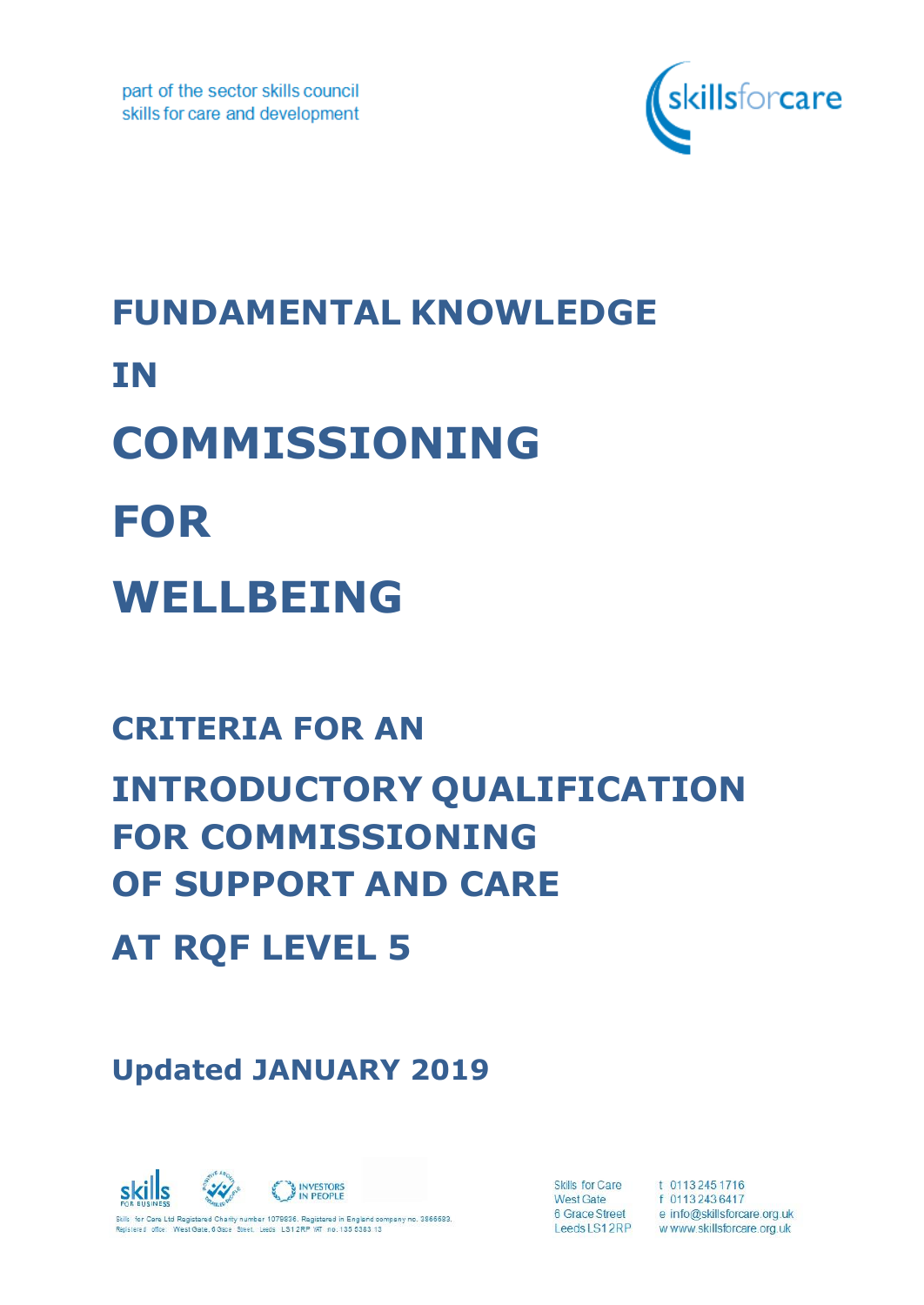part of the sector skills council
skills for care and development

skillsforcare

# FUNDAMENTAL KNOWLEDGE IN COMMISSIONING FOR WELLBEING

## CRITERIA FOR AN INTRODUCTORY QUALIFICATION FOR COMMISSIONING OF SUPPORT AND CARE AT RQF LEVEL 5

**Updated JANUARY 2019**

Skills for Care Ltd Registered Charity number 1079836. Registered in England company no. 3866683. Registered office: West Gate, 6 Grace Street, Leeds LS1 2RP VAT no. 133 5383 13

Skills for Care
West Gate
6 Grace Street
Leeds LS1 2RP

t 0113 245 1716
f 0113 243 6417
e info@skillsforcare.org.uk
w www.skillsforcare.org.uk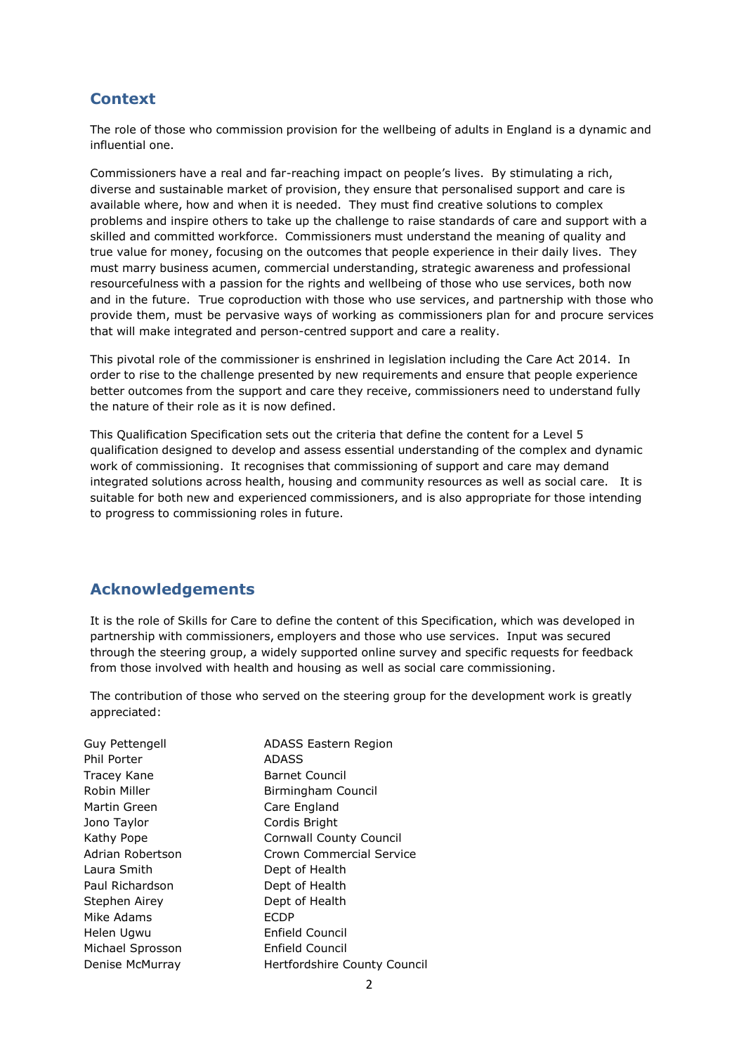## Context

The role of those who commission provision for the wellbeing of adults in England is a dynamic and influential one.

Commissioners have a real and far-reaching impact on people's lives. By stimulating a rich, diverse and sustainable market of provision, they ensure that personalised support and care is available where, how and when it is needed. They must find creative solutions to complex problems and inspire others to take up the challenge to raise standards of care and support with a skilled and committed workforce. Commissioners must understand the meaning of quality and true value for money, focusing on the outcomes that people experience in their daily lives. They must marry business acumen, commercial understanding, strategic awareness and professional resourcefulness with a passion for the rights and wellbeing of those who use services, both now and in the future. True coproduction with those who use services, and partnership with those who provide them, must be pervasive ways of working as commissioners plan for and procure services that will make integrated and person-centred support and care a reality.

This pivotal role of the commissioner is enshrined in legislation including the Care Act 2014. In order to rise to the challenge presented by new requirements and ensure that people experience better outcomes from the support and care they receive, commissioners need to understand fully the nature of their role as it is now defined.

This Qualification Specification sets out the criteria that define the content for a Level 5 qualification designed to develop and assess essential understanding of the complex and dynamic work of commissioning. It recognises that commissioning of support and care may demand integrated solutions across health, housing and community resources as well as social care. It is suitable for both new and experienced commissioners, and is also appropriate for those intending to progress to commissioning roles in future.

## Acknowledgements

It is the role of Skills for Care to define the content of this Specification, which was developed in partnership with commissioners, employers and those who use services. Input was secured through the steering group, a widely supported online survey and specific requests for feedback from those involved with health and housing as well as social care commissioning.

The contribution of those who served on the steering group for the development work is greatly appreciated:

| | |
|---|---|
| Guy Pettengell | ADASS Eastern Region |
| Phil Porter | ADASS |
| Tracey Kane | Barnet Council |
| Robin Miller | Birmingham Council |
| Martin Green | Care England |
| Jono Taylor | Cordis Bright |
| Kathy Pope | Cornwall County Council |
| Adrian Robertson | Crown Commercial Service |
| Laura Smith | Dept of Health |
| Paul Richardson | Dept of Health |
| Stephen Airey | Dept of Health |
| Mike Adams | ECDP |
| Helen Ugwu | Enfield Council |
| Michael Sprosson | Enfield Council |
| Denise McMurray | Hertfordshire County Council |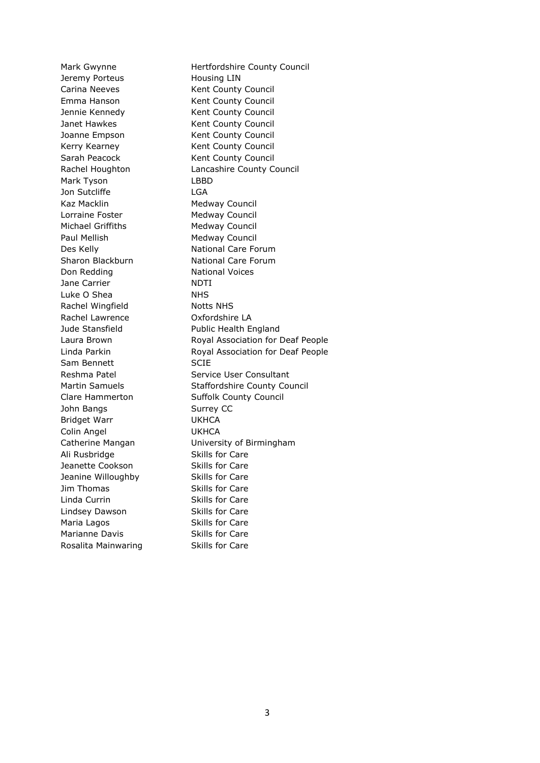| | |
|---|---|
| Mark Gwynne | Hertfordshire County Council |
| Jeremy Porteus | Housing LIN |
| Carina Neeves | Kent County Council |
| Emma Hanson | Kent County Council |
| Jennie Kennedy | Kent County Council |
| Janet Hawkes | Kent County Council |
| Joanne Empson | Kent County Council |
| Kerry Kearney | Kent County Council |
| Sarah Peacock | Kent County Council |
| Rachel Houghton | Lancashire County Council |
| Mark Tyson | LBBD |
| Jon Sutcliffe | LGA |
| Kaz Macklin | Medway Council |
| Lorraine Foster | Medway Council |
| Michael Griffiths | Medway Council |
| Paul Mellish | Medway Council |
| Des Kelly | National Care Forum |
| Sharon Blackburn | National Care Forum |
| Don Redding | National Voices |
| Jane Carrier | NDTI |
| Luke O Shea | NHS |
| Rachel Wingfield | Notts NHS |
| Rachel Lawrence | Oxfordshire LA |
| Jude Stansfield | Public Health England |
| Laura Brown | Royal Association for Deaf People |
| Linda Parkin | Royal Association for Deaf People |
| Sam Bennett | SCIE |
| Reshma Patel | Service User Consultant |
| Martin Samuels | Staffordshire County Council |
| Clare Hammerton | Suffolk County Council |
| John Bangs | Surrey CC |
| Bridget Warr | UKHCA |
| Colin Angel | UKHCA |
| Catherine Mangan | University of Birmingham |
| Ali Rusbridge | Skills for Care |
| Jeanette Cookson | Skills for Care |
| Jeanine Willoughby | Skills for Care |
| Jim Thomas | Skills for Care |
| Linda Currin | Skills for Care |
| Lindsey Dawson | Skills for Care |
| Maria Lagos | Skills for Care |
| Marianne Davis | Skills for Care |
| Rosalita Mainwaring | Skills for Care |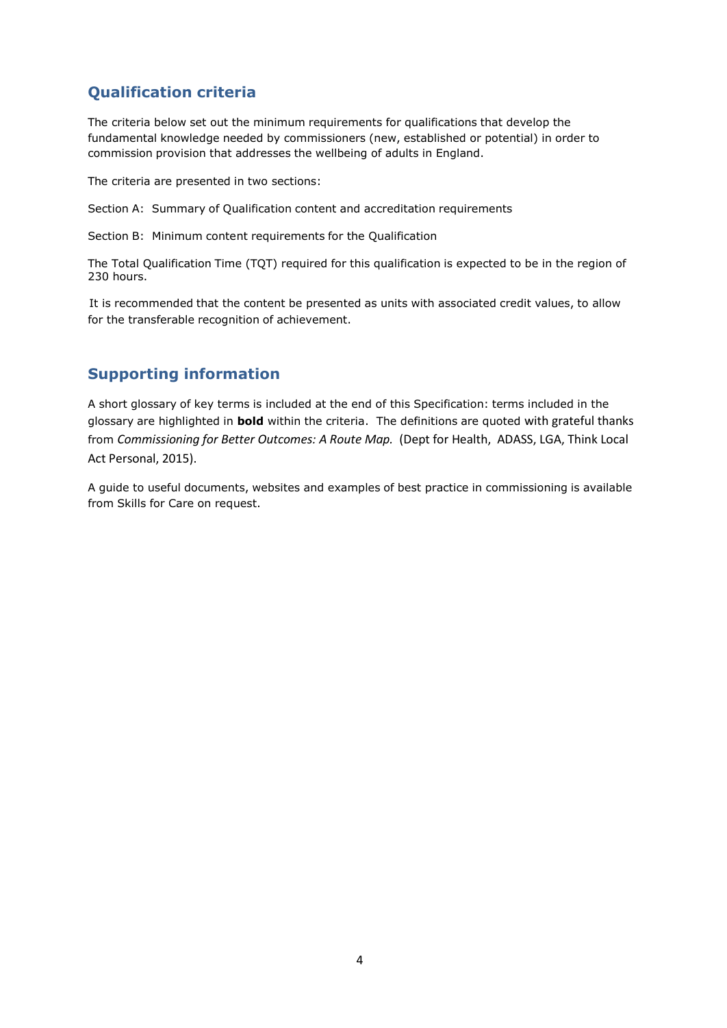## Qualification criteria

The criteria below set out the minimum requirements for qualifications that develop the fundamental knowledge needed by commissioners (new, established or potential) in order to commission provision that addresses the wellbeing of adults in England.

The criteria are presented in two sections:

Section A: Summary of Qualification content and accreditation requirements

Section B: Minimum content requirements for the Qualification

The Total Qualification Time (TQT) required for this qualification is expected to be in the region of 230 hours.

It is recommended that the content be presented as units with associated credit values, to allow for the transferable recognition of achievement.

## Supporting information

A short glossary of key terms is included at the end of this Specification: terms included in the glossary are highlighted in **bold** within the criteria. The definitions are quoted with grateful thanks from *Commissioning for Better Outcomes: A Route Map.* (Dept for Health, ADASS, LGA, Think Local Act Personal, 2015).

A guide to useful documents, websites and examples of best practice in commissioning is available from Skills for Care on request.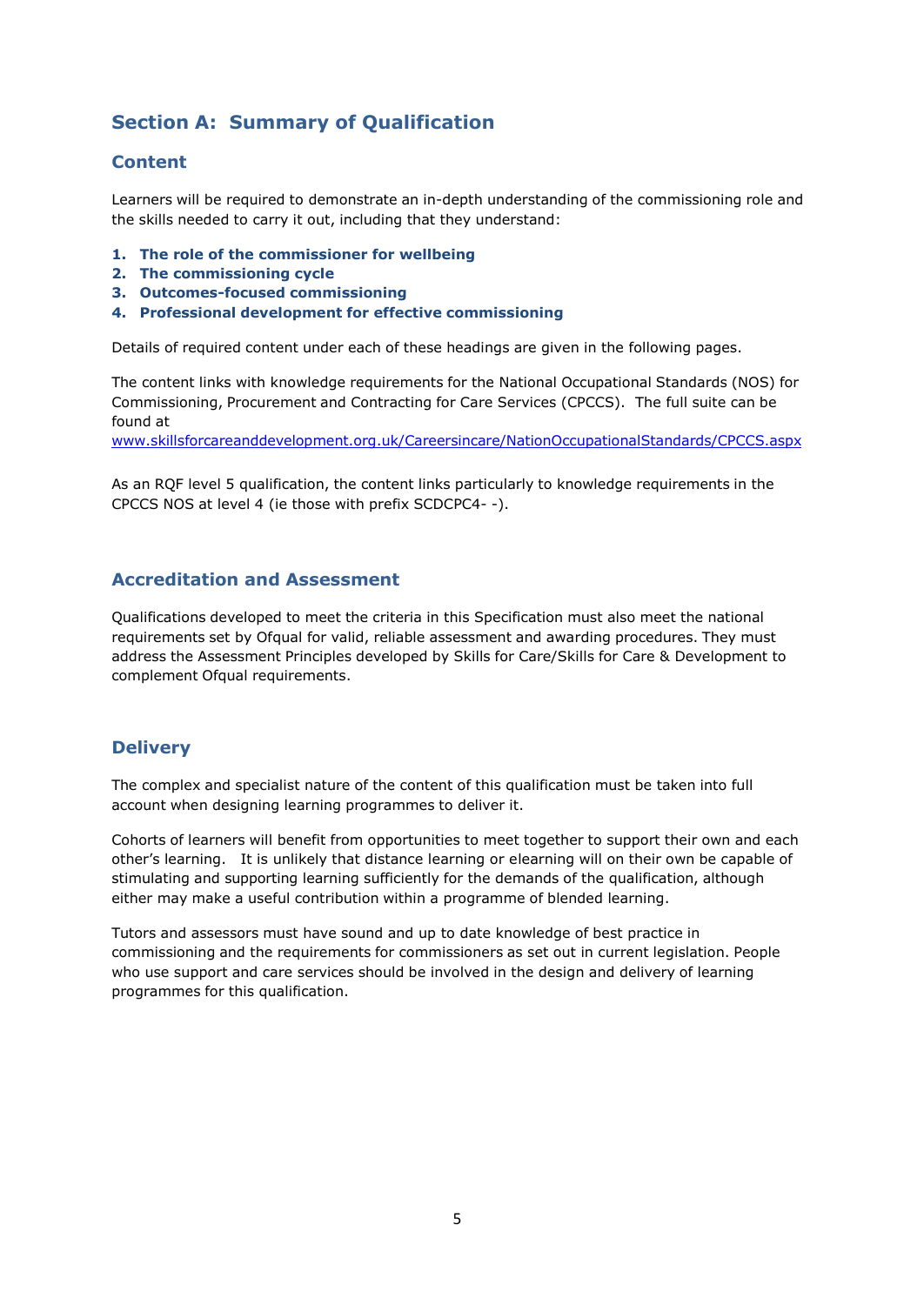## Section A: Summary of Qualification

### Content

Learners will be required to demonstrate an in-depth understanding of the commissioning role and the skills needed to carry it out, including that they understand:

1. **The role of the commissioner for wellbeing**
2. **The commissioning cycle**
3. **Outcomes-focused commissioning**
4. **Professional development for effective commissioning**

Details of required content under each of these headings are given in the following pages.

The content links with knowledge requirements for the National Occupational Standards (NOS) for Commissioning, Procurement and Contracting for Care Services (CPCCS). The full suite can be found at
[www.skillsforcareanddevelopment.org.uk/Careersincare/NationOccupationalStandards/CPCCS.aspx](www.skillsforcareanddevelopment.org.uk/Careersincare/NationOccupationalStandards/CPCCS.aspx)

As an RQF level 5 qualification, the content links particularly to knowledge requirements in the CPCCS NOS at level 4 (ie those with prefix SCDCPC4- -).

### Accreditation and Assessment

Qualifications developed to meet the criteria in this Specification must also meet the national requirements set by Ofqual for valid, reliable assessment and awarding procedures. They must address the Assessment Principles developed by Skills for Care/Skills for Care & Development to complement Ofqual requirements.

### Delivery

The complex and specialist nature of the content of this qualification must be taken into full account when designing learning programmes to deliver it.

Cohorts of learners will benefit from opportunities to meet together to support their own and each other's learning. It is unlikely that distance learning or elearning will on their own be capable of stimulating and supporting learning sufficiently for the demands of the qualification, although either may make a useful contribution within a programme of blended learning.

Tutors and assessors must have sound and up to date knowledge of best practice in commissioning and the requirements for commissioners as set out in current legislation. People who use support and care services should be involved in the design and delivery of learning programmes for this qualification.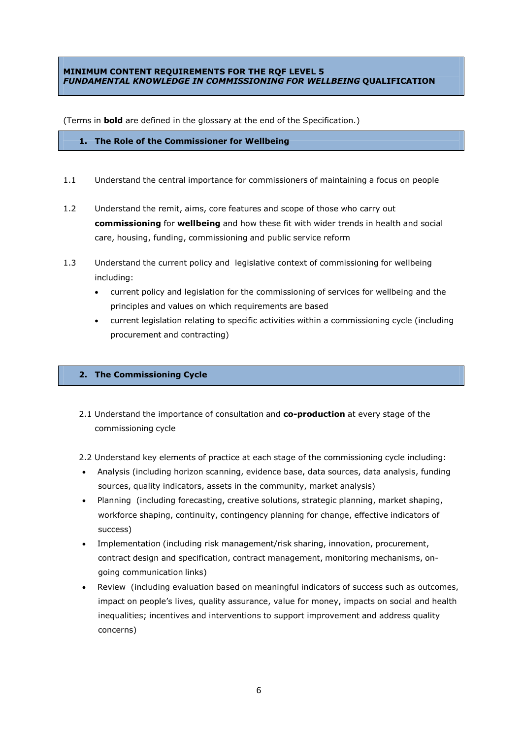# MINIMUM CONTENT REQUIREMENTS FOR THE RQF LEVEL 5 *FUNDAMENTAL KNOWLEDGE IN COMMISSIONING FOR WELLBEING* QUALIFICATION

(Terms in **bold** are defined in the glossary at the end of the Specification.)

## 1. The Role of the Commissioner for Wellbeing

1.1 Understand the central importance for commissioners of maintaining a focus on people

1.2 Understand the remit, aims, core features and scope of those who carry out **commissioning** for **wellbeing** and how these fit with wider trends in health and social care, housing, funding, commissioning and public service reform

1.3 Understand the current policy and legislative context of commissioning for wellbeing including:

- current policy and legislation for the commissioning of services for wellbeing and the principles and values on which requirements are based
- current legislation relating to specific activities within a commissioning cycle (including procurement and contracting)

## 2. The Commissioning Cycle

2.1 Understand the importance of consultation and **co-production** at every stage of the commissioning cycle

2.2 Understand key elements of practice at each stage of the commissioning cycle including:

- Analysis (including horizon scanning, evidence base, data sources, data analysis, funding sources, quality indicators, assets in the community, market analysis)
- Planning (including forecasting, creative solutions, strategic planning, market shaping, workforce shaping, continuity, contingency planning for change, effective indicators of success)
- Implementation (including risk management/risk sharing, innovation, procurement, contract design and specification, contract management, monitoring mechanisms, on-going communication links)
- Review (including evaluation based on meaningful indicators of success such as outcomes, impact on people's lives, quality assurance, value for money, impacts on social and health inequalities; incentives and interventions to support improvement and address quality concerns)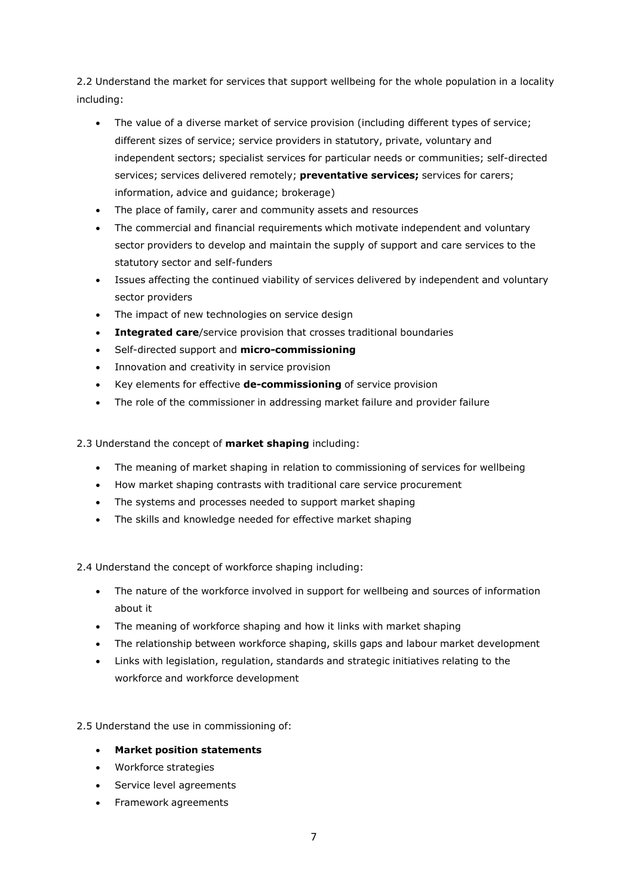2.2 Understand the market for services that support wellbeing for the whole population in a locality including:

- The value of a diverse market of service provision (including different types of service; different sizes of service; service providers in statutory, private, voluntary and independent sectors; specialist services for particular needs or communities; self-directed services; services delivered remotely; **preventative services;** services for carers; information, advice and guidance; brokerage)
- The place of family, carer and community assets and resources
- The commercial and financial requirements which motivate independent and voluntary sector providers to develop and maintain the supply of support and care services to the statutory sector and self-funders
- Issues affecting the continued viability of services delivered by independent and voluntary sector providers
- The impact of new technologies on service design
- **Integrated care**/service provision that crosses traditional boundaries
- Self-directed support and **micro-commissioning**
- Innovation and creativity in service provision
- Key elements for effective **de-commissioning** of service provision
- The role of the commissioner in addressing market failure and provider failure

2.3 Understand the concept of **market shaping** including:

- The meaning of market shaping in relation to commissioning of services for wellbeing
- How market shaping contrasts with traditional care service procurement
- The systems and processes needed to support market shaping
- The skills and knowledge needed for effective market shaping

2.4 Understand the concept of workforce shaping including:

- The nature of the workforce involved in support for wellbeing and sources of information about it
- The meaning of workforce shaping and how it links with market shaping
- The relationship between workforce shaping, skills gaps and labour market development
- Links with legislation, regulation, standards and strategic initiatives relating to the workforce and workforce development

2.5 Understand the use in commissioning of:

- **Market position statements**
- Workforce strategies
- Service level agreements
- Framework agreements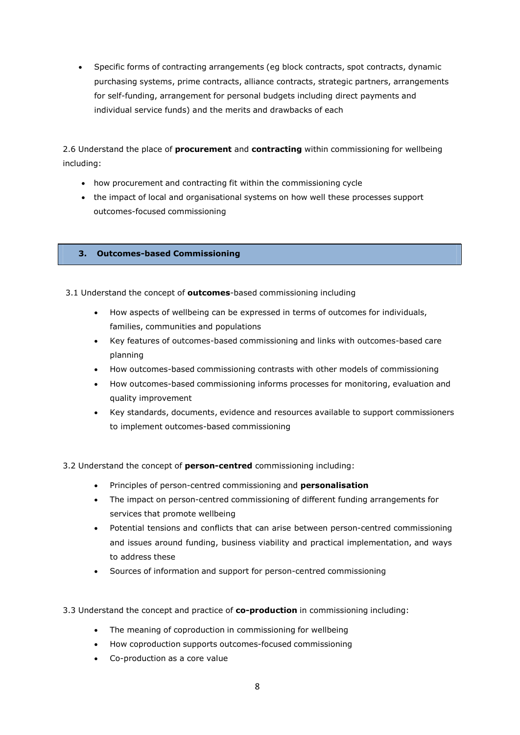- Specific forms of contracting arrangements (eg block contracts, spot contracts, dynamic purchasing systems, prime contracts, alliance contracts, strategic partners, arrangements for self-funding, arrangement for personal budgets including direct payments and individual service funds) and the merits and drawbacks of each

2.6 Understand the place of **procurement** and **contracting** within commissioning for wellbeing including:

- how procurement and contracting fit within the commissioning cycle
- the impact of local and organisational systems on how well these processes support outcomes-focused commissioning

## 3. Outcomes-based Commissioning

3.1 Understand the concept of **outcomes**-based commissioning including

- How aspects of wellbeing can be expressed in terms of outcomes for individuals, families, communities and populations
- Key features of outcomes-based commissioning and links with outcomes-based care planning
- How outcomes-based commissioning contrasts with other models of commissioning
- How outcomes-based commissioning informs processes for monitoring, evaluation and quality improvement
- Key standards, documents, evidence and resources available to support commissioners to implement outcomes-based commissioning

3.2 Understand the concept of **person-centred** commissioning including:

- Principles of person-centred commissioning and **personalisation**
- The impact on person-centred commissioning of different funding arrangements for services that promote wellbeing
- Potential tensions and conflicts that can arise between person-centred commissioning and issues around funding, business viability and practical implementation, and ways to address these
- Sources of information and support for person-centred commissioning

3.3 Understand the concept and practice of **co-production** in commissioning including:

- The meaning of coproduction in commissioning for wellbeing
- How coproduction supports outcomes-focused commissioning
- Co-production as a core value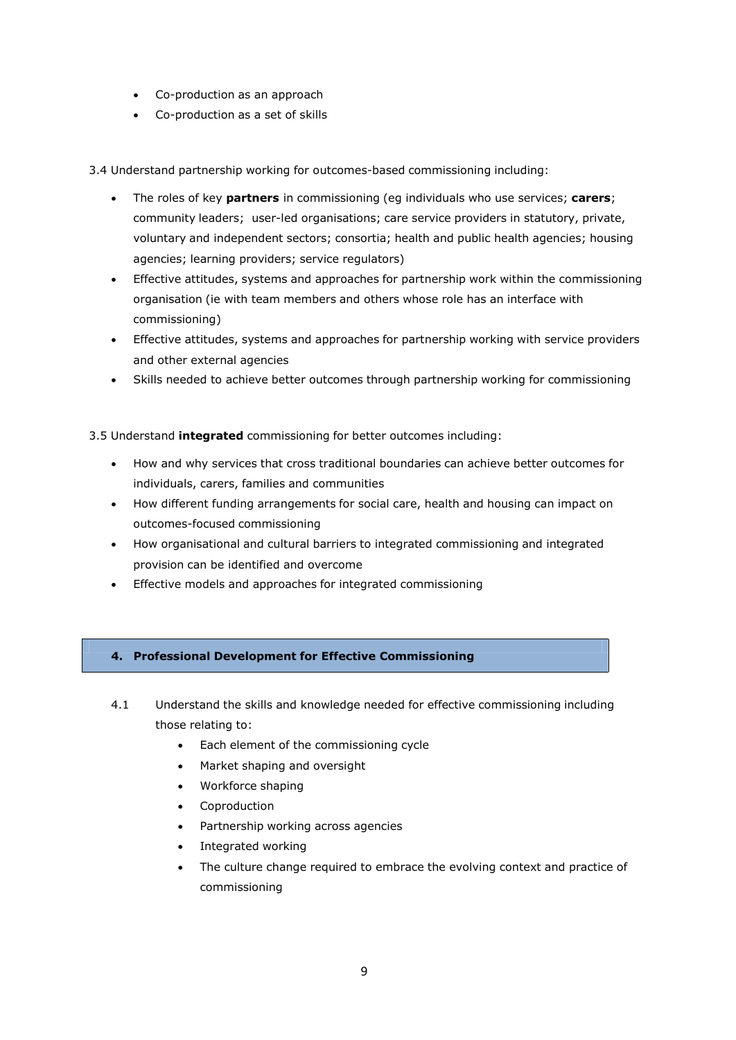- Co-production as an approach
- Co-production as a set of skills

3.4 Understand partnership working for outcomes-based commissioning including:

- The roles of key **partners** in commissioning (eg individuals who use services; **carers**; community leaders; user-led organisations; care service providers in statutory, private, voluntary and independent sectors; consortia; health and public health agencies; housing agencies; learning providers; service regulators)
- Effective attitudes, systems and approaches for partnership work within the commissioning organisation (ie with team members and others whose role has an interface with commissioning)
- Effective attitudes, systems and approaches for partnership working with service providers and other external agencies
- Skills needed to achieve better outcomes through partnership working for commissioning

3.5 Understand **integrated** commissioning for better outcomes including:

- How and why services that cross traditional boundaries can achieve better outcomes for individuals, carers, families and communities
- How different funding arrangements for social care, health and housing can impact on outcomes-focused commissioning
- How organisational and cultural barriers to integrated commissioning and integrated provision can be identified and overcome
- Effective models and approaches for integrated commissioning

## 4. Professional Development for Effective Commissioning

4.1 Understand the skills and knowledge needed for effective commissioning including those relating to:

- Each element of the commissioning cycle
- Market shaping and oversight
- Workforce shaping
- Coproduction
- Partnership working across agencies
- Integrated working
- The culture change required to embrace the evolving context and practice of commissioning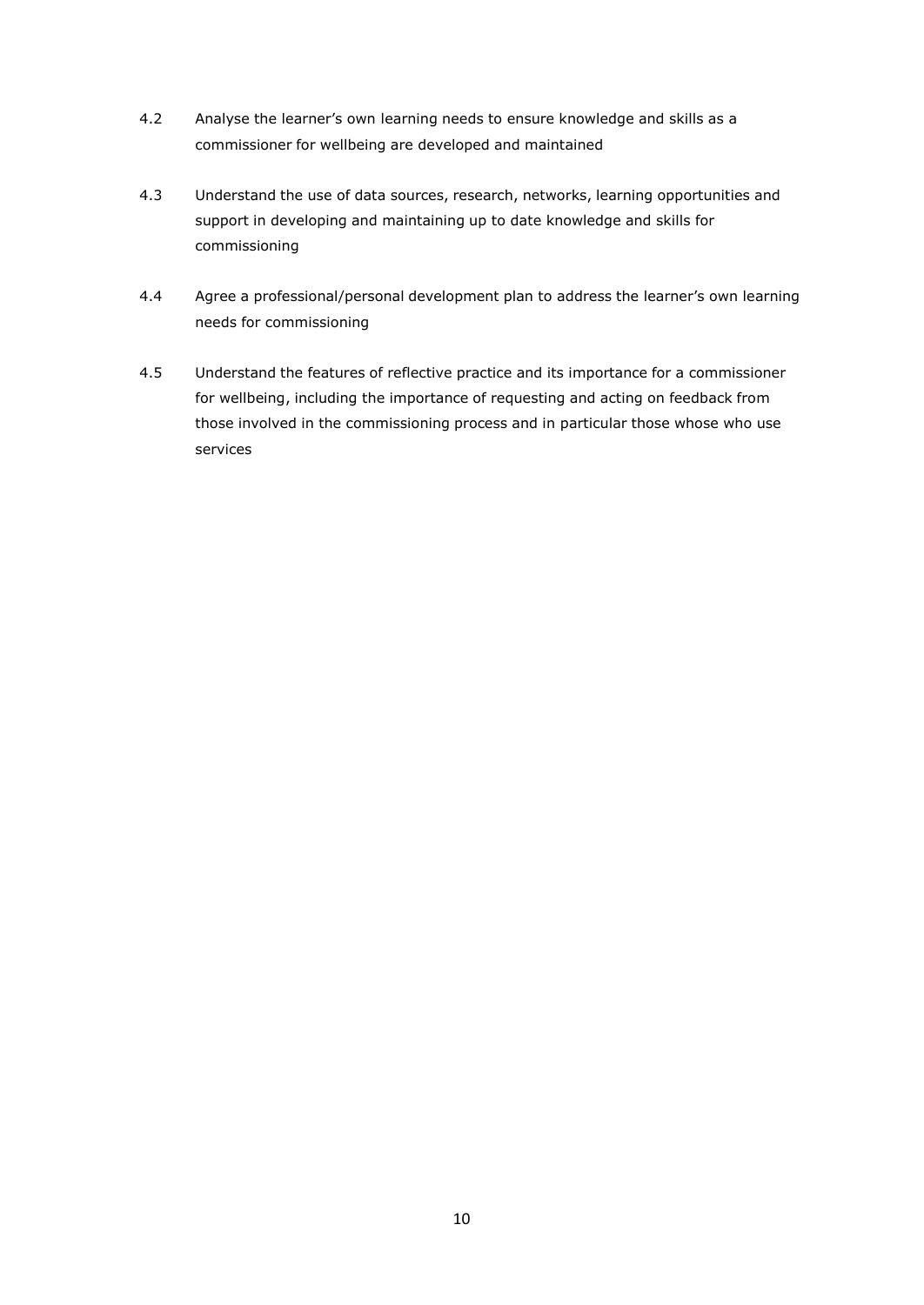4.2 Analyse the learner's own learning needs to ensure knowledge and skills as a commissioner for wellbeing are developed and maintained

4.3 Understand the use of data sources, research, networks, learning opportunities and support in developing and maintaining up to date knowledge and skills for commissioning

4.4 Agree a professional/personal development plan to address the learner's own learning needs for commissioning

4.5 Understand the features of reflective practice and its importance for a commissioner for wellbeing, including the importance of requesting and acting on feedback from those involved in the commissioning process and in particular those whose who use services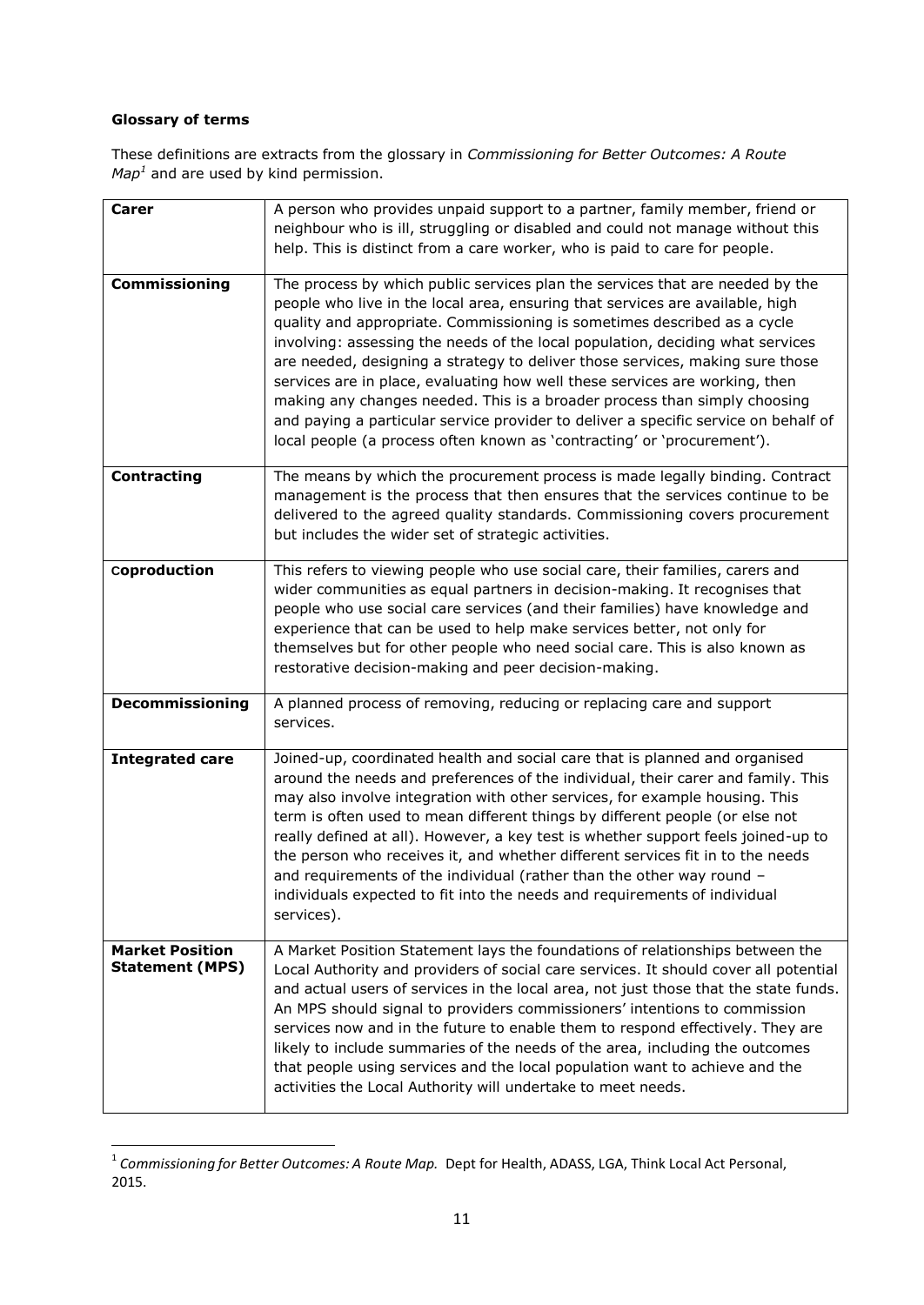**Glossary of terms**

These definitions are extracts from the glossary in *Commissioning for Better Outcomes: A Route Map*[1] and are used by kind permission.

| | |
|---|---|
| **Carer** | A person who provides unpaid support to a partner, family member, friend or neighbour who is ill, struggling or disabled and could not manage without this help. This is distinct from a care worker, who is paid to care for people. |
| **Commissioning** | The process by which public services plan the services that are needed by the people who live in the local area, ensuring that services are available, high quality and appropriate. Commissioning is sometimes described as a cycle involving: assessing the needs of the local population, deciding what services are needed, designing a strategy to deliver those services, making sure those services are in place, evaluating how well these services are working, then making any changes needed. This is a broader process than simply choosing and paying a particular service provider to deliver a specific service on behalf of local people (a process often known as 'contracting' or 'procurement'). |
| **Contracting** | The means by which the procurement process is made legally binding. Contract management is the process that then ensures that the services continue to be delivered to the agreed quality standards. Commissioning covers procurement but includes the wider set of strategic activities. |
| **Coproduction** | This refers to viewing people who use social care, their families, carers and wider communities as equal partners in decision-making. It recognises that people who use social care services (and their families) have knowledge and experience that can be used to help make services better, not only for themselves but for other people who need social care. This is also known as restorative decision-making and peer decision-making. |
| **Decommissioning** | A planned process of removing, reducing or replacing care and support services. |
| **Integrated care** | Joined-up, coordinated health and social care that is planned and organised around the needs and preferences of the individual, their carer and family. This may also involve integration with other services, for example housing. This term is often used to mean different things by different people (or else not really defined at all). However, a key test is whether support feels joined-up to the person who receives it, and whether different services fit in to the needs and requirements of the individual (rather than the other way round – individuals expected to fit into the needs and requirements of individual services). |
| **Market Position Statement (MPS)** | A Market Position Statement lays the foundations of relationships between the Local Authority and providers of social care services. It should cover all potential and actual users of services in the local area, not just those that the state funds. An MPS should signal to providers commissioners' intentions to commission services now and in the future to enable them to respond effectively. They are likely to include summaries of the needs of the area, including the outcomes that people using services and the local population want to achieve and the activities the Local Authority will undertake to meet needs. |

[1] *Commissioning for Better Outcomes: A Route Map.* Dept for Health, ADASS, LGA, Think Local Act Personal, 2015.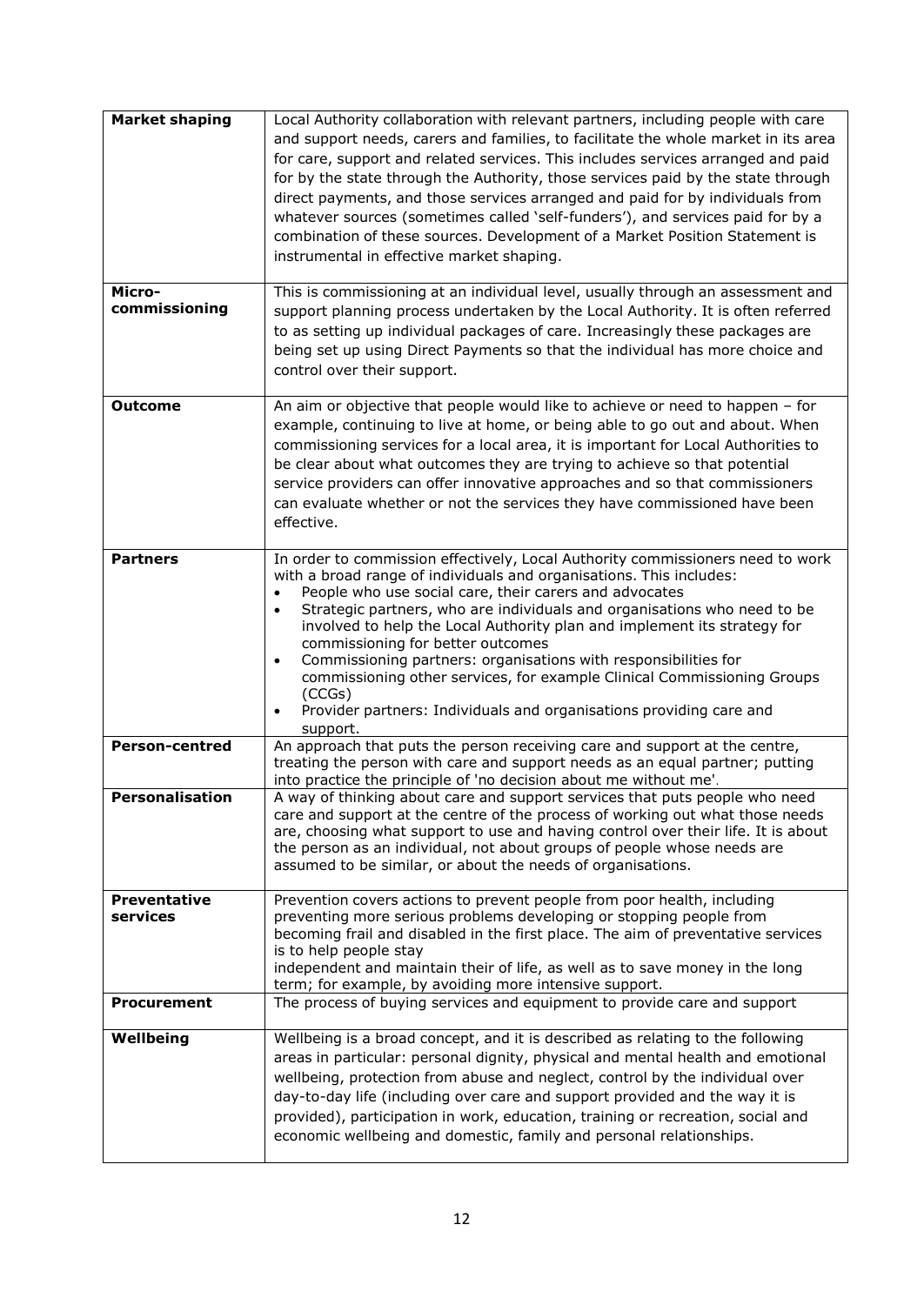| | |
|---|---|
| **Market shaping** | Local Authority collaboration with relevant partners, including people with care and support needs, carers and families, to facilitate the whole market in its area for care, support and related services. This includes services arranged and paid for by the state through the Authority, those services paid by the state through direct payments, and those services arranged and paid for by individuals from whatever sources (sometimes called 'self-funders'), and services paid for by a combination of these sources. Development of a Market Position Statement is instrumental in effective market shaping. |
| **Micro-commissioning** | This is commissioning at an individual level, usually through an assessment and support planning process undertaken by the Local Authority. It is often referred to as setting up individual packages of care. Increasingly these packages are being set up using Direct Payments so that the individual has more choice and control over their support. |
| **Outcome** | An aim or objective that people would like to achieve or need to happen – for example, continuing to live at home, or being able to go out and about. When commissioning services for a local area, it is important for Local Authorities to be clear about what outcomes they are trying to achieve so that potential service providers can offer innovative approaches and so that commissioners can evaluate whether or not the services they have commissioned have been effective. |
| **Partners** | In order to commission effectively, Local Authority commissioners need to work with a broad range of individuals and organisations. This includes:<br>• People who use social care, their carers and advocates<br>• Strategic partners, who are individuals and organisations who need to be involved to help the Local Authority plan and implement its strategy for commissioning for better outcomes<br>• Commissioning partners: organisations with responsibilities for commissioning other services, for example Clinical Commissioning Groups (CCGs)<br>• Provider partners: Individuals and organisations providing care and support. |
| **Person-centred** | An approach that puts the person receiving care and support at the centre, treating the person with care and support needs as an equal partner; putting into practice the principle of 'no decision about me without me'. |
| **Personalisation** | A way of thinking about care and support services that puts people who need care and support at the centre of the process of working out what those needs are, choosing what support to use and having control over their life. It is about the person as an individual, not about groups of people whose needs are assumed to be similar, or about the needs of organisations. |
| **Preventative services** | Prevention covers actions to prevent people from poor health, including preventing more serious problems developing or stopping people from becoming frail and disabled in the first place. The aim of preventative services is to help people stay independent and maintain their of life, as well as to save money in the long term; for example, by avoiding more intensive support. |
| **Procurement** | The process of buying services and equipment to provide care and support |
| **Wellbeing** | Wellbeing is a broad concept, and it is described as relating to the following areas in particular: personal dignity, physical and mental health and emotional wellbeing, protection from abuse and neglect, control by the individual over day-to-day life (including over care and support provided and the way it is provided), participation in work, education, training or recreation, social and economic wellbeing and domestic, family and personal relationships. |